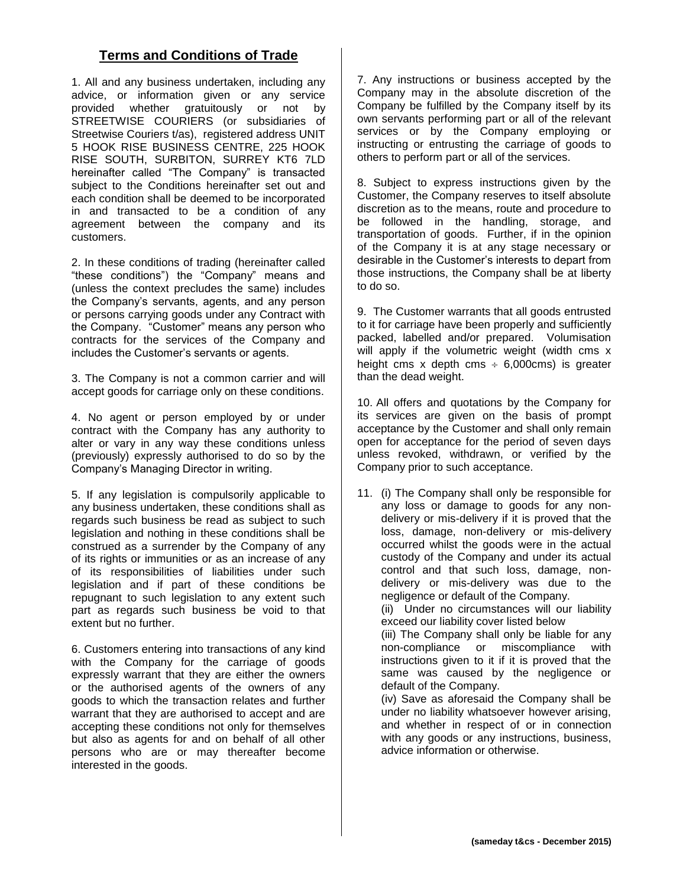## **Terms and Conditions of Trade**

1. All and any business undertaken, including any advice, or information given or any service provided whether gratuitously or not by STREETWISE COURIERS (or subsidiaries of Streetwise Couriers t/as), registered address UNIT 5 HOOK RISE BUSINESS CENTRE, 225 HOOK RISE SOUTH, SURBITON, SURREY KT6 7LD hereinafter called "The Company" is transacted subject to the Conditions hereinafter set out and each condition shall be deemed to be incorporated in and transacted to be a condition of any agreement between the company and its customers.

2. In these conditions of trading (hereinafter called "these conditions") the "Company" means and (unless the context precludes the same) includes the Company's servants, agents, and any person or persons carrying goods under any Contract with the Company. "Customer" means any person who contracts for the services of the Company and includes the Customer's servants or agents.

3. The Company is not a common carrier and will accept goods for carriage only on these conditions.

4. No agent or person employed by or under contract with the Company has any authority to alter or vary in any way these conditions unless (previously) expressly authorised to do so by the Company's Managing Director in writing.

5. If any legislation is compulsorily applicable to any business undertaken, these conditions shall as regards such business be read as subject to such legislation and nothing in these conditions shall be construed as a surrender by the Company of any of its rights or immunities or as an increase of any of its responsibilities of liabilities under such legislation and if part of these conditions be repugnant to such legislation to any extent such part as regards such business be void to that extent but no further.

6. Customers entering into transactions of any kind with the Company for the carriage of goods expressly warrant that they are either the owners or the authorised agents of the owners of any goods to which the transaction relates and further warrant that they are authorised to accept and are accepting these conditions not only for themselves but also as agents for and on behalf of all other persons who are or may thereafter become interested in the goods.

7. Any instructions or business accepted by the Company may in the absolute discretion of the Company be fulfilled by the Company itself by its own servants performing part or all of the relevant services or by the Company employing or instructing or entrusting the carriage of goods to others to perform part or all of the services.

8. Subject to express instructions given by the Customer, the Company reserves to itself absolute discretion as to the means, route and procedure to be followed in the handling, storage, and transportation of goods. Further, if in the opinion of the Company it is at any stage necessary or desirable in the Customer's interests to depart from those instructions, the Company shall be at liberty to do so.

9. The Customer warrants that all goods entrusted to it for carriage have been properly and sufficiently packed, labelled and/or prepared. Volumisation will apply if the volumetric weight (width cms x height cms x depth cms ÷ 6,000cms) is greater than the dead weight.

10. All offers and quotations by the Company for its services are given on the basis of prompt acceptance by the Customer and shall only remain open for acceptance for the period of seven days unless revoked, withdrawn, or verified by the Company prior to such acceptance.

11. (i) The Company shall only be responsible for any loss or damage to goods for any non-delivery or mis-delivery if it is proved that the loss, damage, non-delivery or mis-delivery occurred whilst the goods were in the actual custody of the Company and under its actual control and that such loss, damage, non-delivery or mis-delivery was due to the negligence or default of the Company.
(ii) Under no circumstances will our liability exceed our liability cover listed below
(iii) The Company shall only be liable for any non-compliance or miscompliance with instructions given to it if it is proved that the same was caused by the negligence or default of the Company.
(iv) Save as aforesaid the Company shall be under no liability whatsoever however arising, and whether in respect of or in connection with any goods or any instructions, business, advice information or otherwise.

**(sameday t&cs - December 2015)**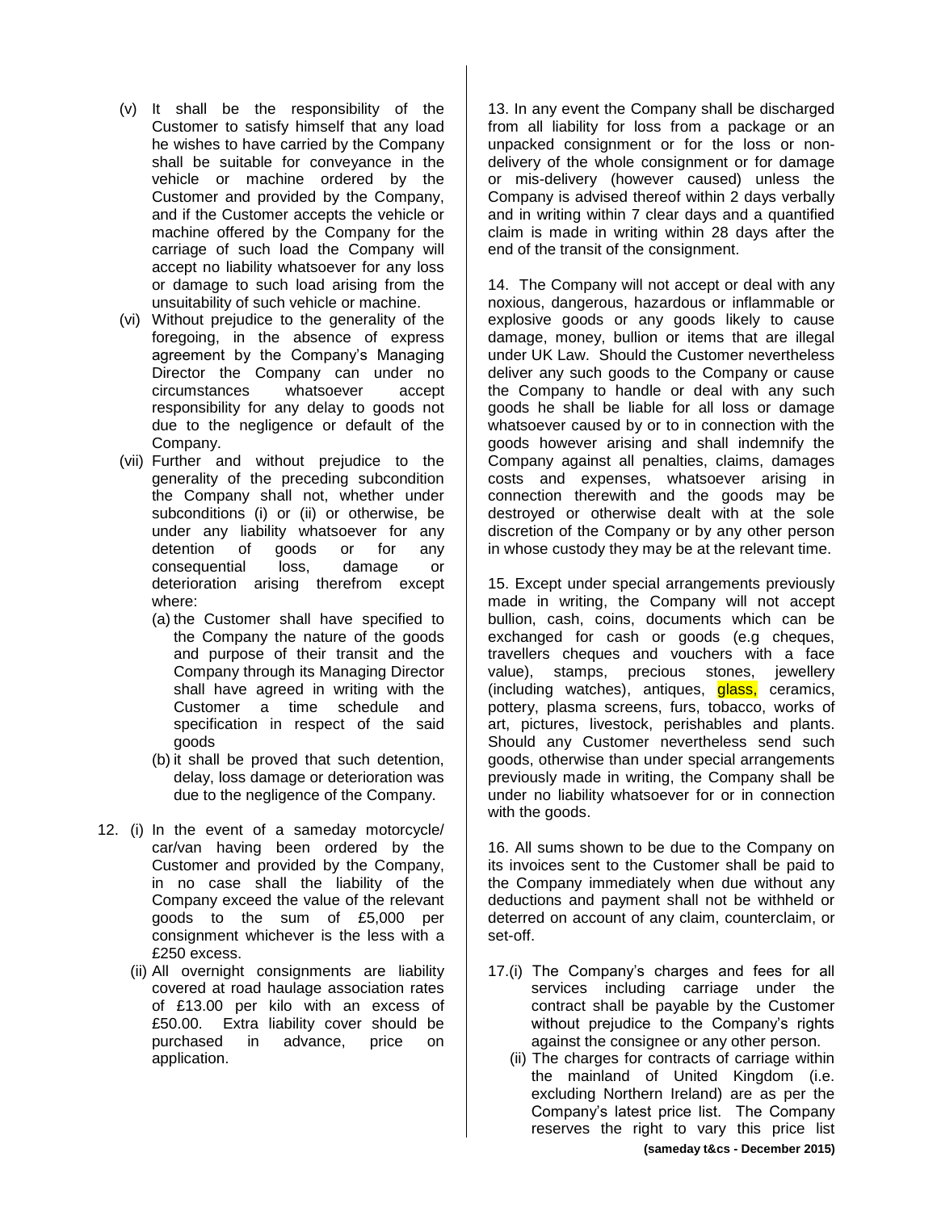(v) It shall be the responsibility of the Customer to satisfy himself that any load he wishes to have carried by the Company shall be suitable for conveyance in the vehicle or machine ordered by the Customer and provided by the Company, and if the Customer accepts the vehicle or machine offered by the Company for the carriage of such load the Company will accept no liability whatsoever for any loss or damage to such load arising from the unsuitability of such vehicle or machine.

(vi) Without prejudice to the generality of the foregoing, in the absence of express agreement by the Company's Managing Director the Company can under no circumstances whatsoever accept responsibility for any delay to goods not due to the negligence or default of the Company.

(vii) Further and without prejudice to the generality of the preceding subcondition the Company shall not, whether under subconditions (i) or (ii) or otherwise, be under any liability whatsoever for any detention of goods or for any consequential loss, damage or deterioration arising therefrom except where:

(a) the Customer shall have specified to the Company the nature of the goods and purpose of their transit and the Company through its Managing Director shall have agreed in writing with the Customer a time schedule and specification in respect of the said goods

(b) it shall be proved that such detention, delay, loss damage or deterioration was due to the negligence of the Company.

12. (i) In the event of a sameday motorcycle/car/van having been ordered by the Customer and provided by the Company, in no case shall the liability of the Company exceed the value of the relevant goods to the sum of £5,000 per consignment whichever is the less with a £250 excess.

(ii) All overnight consignments are liability covered at road haulage association rates of £13.00 per kilo with an excess of £50.00. Extra liability cover should be purchased in advance, price on application.

13. In any event the Company shall be discharged from all liability for loss from a package or an unpacked consignment or for the loss or non-delivery of the whole consignment or for damage or mis-delivery (however caused) unless the Company is advised thereof within 2 days verbally and in writing within 7 clear days and a quantified claim is made in writing within 28 days after the end of the transit of the consignment.

14. The Company will not accept or deal with any noxious, dangerous, hazardous or inflammable or explosive goods or any goods likely to cause damage, money, bullion or items that are illegal under UK Law. Should the Customer nevertheless deliver any such goods to the Company or cause the Company to handle or deal with any such goods he shall be liable for all loss or damage whatsoever caused by or to in connection with the goods however arising and shall indemnify the Company against all penalties, claims, damages costs and expenses, whatsoever arising in connection therewith and the goods may be destroyed or otherwise dealt with at the sole discretion of the Company or by any other person in whose custody they may be at the relevant time.

15. Except under special arrangements previously made in writing, the Company will not accept bullion, cash, coins, documents which can be exchanged for cash or goods (e.g cheques, travellers cheques and vouchers with a face value), stamps, precious stones, jewellery (including watches), antiques, glass, ceramics, pottery, plasma screens, furs, tobacco, works of art, pictures, livestock, perishables and plants. Should any Customer nevertheless send such goods, otherwise than under special arrangements previously made in writing, the Company shall be under no liability whatsoever for or in connection with the goods.

16. All sums shown to be due to the Company on its invoices sent to the Customer shall be paid to the Company immediately when due without any deductions and payment shall not be withheld or deterred on account of any claim, counterclaim, or set-off.

17.(i) The Company's charges and fees for all services including carriage under the contract shall be payable by the Customer without prejudice to the Company's rights against the consignee or any other person.

(ii) The charges for contracts of carriage within the mainland of United Kingdom (i.e. excluding Northern Ireland) are as per the Company's latest price list. The Company reserves the right to vary this price list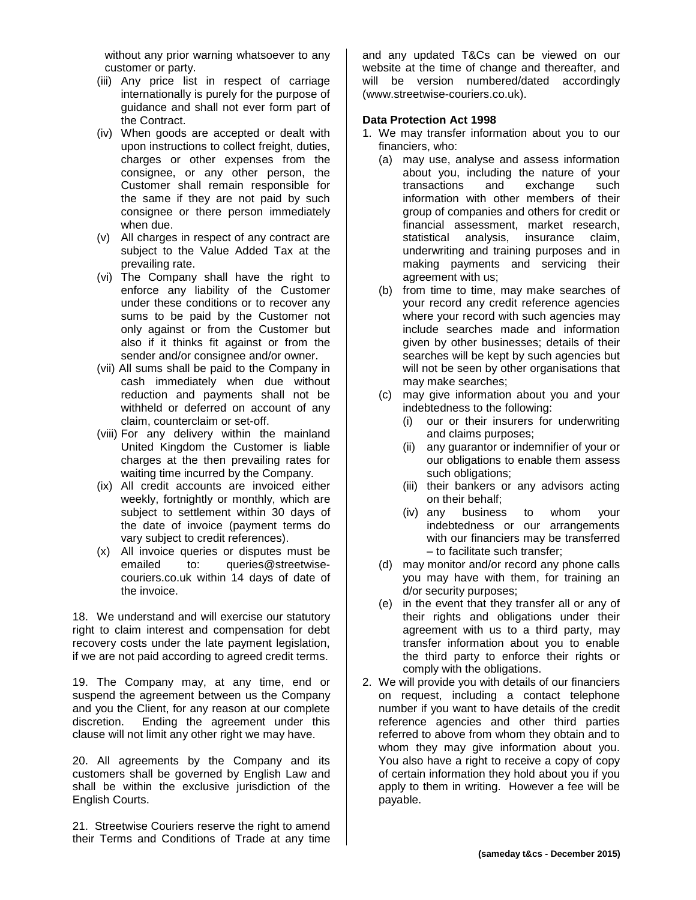without any prior warning whatsoever to any customer or party.

(iii) Any price list in respect of carriage internationally is purely for the purpose of guidance and shall not ever form part of the Contract.

(iv) When goods are accepted or dealt with upon instructions to collect freight, duties, charges or other expenses from the consignee, or any other person, the Customer shall remain responsible for the same if they are not paid by such consignee or there person immediately when due.

(v) All charges in respect of any contract are subject to the Value Added Tax at the prevailing rate.

(vi) The Company shall have the right to enforce any liability of the Customer under these conditions or to recover any sums to be paid by the Customer not only against or from the Customer but also if it thinks fit against or from the sender and/or consignee and/or owner.

(vii) All sums shall be paid to the Company in cash immediately when due without reduction and payments shall not be withheld or deferred on account of any claim, counterclaim or set-off.

(viii) For any delivery within the mainland United Kingdom the Customer is liable charges at the then prevailing rates for waiting time incurred by the Company.

(ix) All credit accounts are invoiced either weekly, fortnightly or monthly, which are subject to settlement within 30 days of the date of invoice (payment terms do vary subject to credit references).

(x) All invoice queries or disputes must be emailed to: queries@streetwise-couriers.co.uk within 14 days of date of the invoice.

18. We understand and will exercise our statutory right to claim interest and compensation for debt recovery costs under the late payment legislation, if we are not paid according to agreed credit terms.

19. The Company may, at any time, end or suspend the agreement between us the Company and you the Client, for any reason at our complete discretion. Ending the agreement under this clause will not limit any other right we may have.

20. All agreements by the Company and its customers shall be governed by English Law and shall be within the exclusive jurisdiction of the English Courts.

21. Streetwise Couriers reserve the right to amend their Terms and Conditions of Trade at any time and any updated T&Cs can be viewed on our website at the time of change and thereafter, and will be version numbered/dated accordingly (www.streetwise-couriers.co.uk).

**Data Protection Act 1998**

1. We may transfer information about you to our financiers, who:
   (a) may use, analyse and assess information about you, including the nature of your transactions and exchange such information with other members of their group of companies and others for credit or financial assessment, market research, statistical analysis, insurance claim, underwriting and training purposes and in making payments and servicing their agreement with us;
   (b) from time to time, may make searches of your record any credit reference agencies where your record with such agencies may include searches made and information given by other businesses; details of their searches will be kept by such agencies but will not be seen by other organisations that may make searches;
   (c) may give information about you and your indebtedness to the following:
      (i) our or their insurers for underwriting and claims purposes;
      (ii) any guarantor or indemnifier of your or our obligations to enable them assess such obligations;
      (iii) their bankers or any advisors acting on their behalf;
      (iv) any business to whom your indebtedness or our arrangements with our financiers may be transferred – to facilitate such transfer;
   (d) may monitor and/or record any phone calls you may have with them, for training an d/or security purposes;
   (e) in the event that they transfer all or any of their rights and obligations under their agreement with us to a third party, may transfer information about you to enable the third party to enforce their rights or comply with the obligations.
2. We will provide you with details of our financiers on request, including a contact telephone number if you want to have details of the credit reference agencies and other third parties referred to above from whom they obtain and to whom they may give information about you. You also have a right to receive a copy of copy of certain information they hold about you if you apply to them in writing. However a fee will be payable.

**(sameday t&cs - December 2015)**